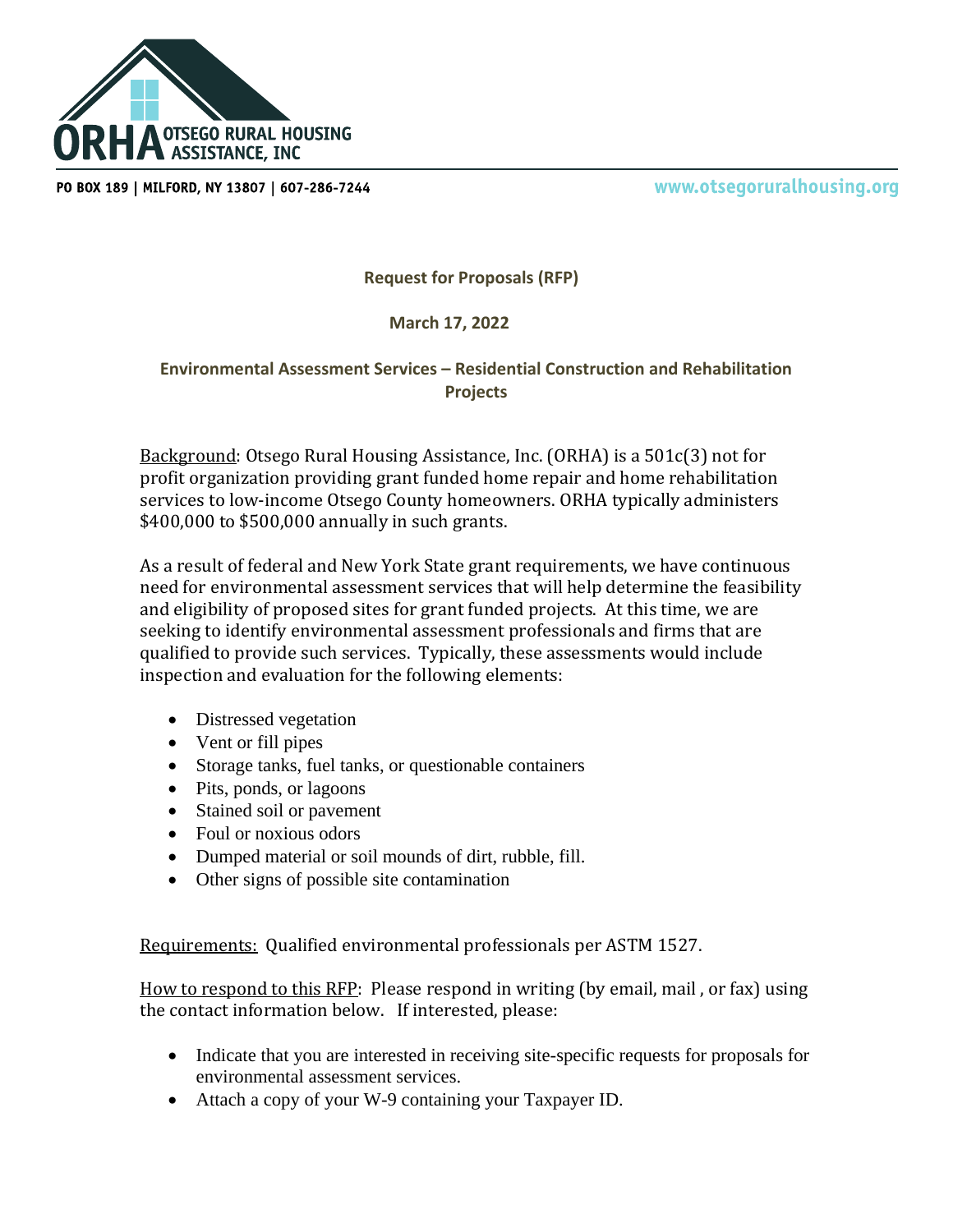**ORHA** OTSEGO RURAL HOUSING ASSISTANCE, INC

PO BOX 189 | MILFORD, NY 13807 | 607-286-7244

www.otsegoruralhousing.org

**Request for Proposals (RFP)**

**March 17, 2022**

**Environmental Assessment Services – Residential Construction and Rehabilitation Projects**

Background: Otsego Rural Housing Assistance, Inc. (ORHA) is a 501c(3) not for profit organization providing grant funded home repair and home rehabilitation services to low-income Otsego County homeowners. ORHA typically administers $400,000 to $500,000 annually in such grants.

As a result of federal and New York State grant requirements, we have continuous need for environmental assessment services that will help determine the feasibility and eligibility of proposed sites for grant funded projects. At this time, we are seeking to identify environmental assessment professionals and firms that are qualified to provide such services. Typically, these assessments would include inspection and evaluation for the following elements:

- Distressed vegetation
- Vent or fill pipes
- Storage tanks, fuel tanks, or questionable containers
- Pits, ponds, or lagoons
- Stained soil or pavement
- Foul or noxious odors
- Dumped material or soil mounds of dirt, rubble, fill.
- Other signs of possible site contamination

Requirements: Qualified environmental professionals per ASTM 1527.

How to respond to this RFP: Please respond in writing (by email, mail , or fax) using the contact information below. If interested, please:

- Indicate that you are interested in receiving site-specific requests for proposals for environmental assessment services.
- Attach a copy of your W-9 containing your Taxpayer ID.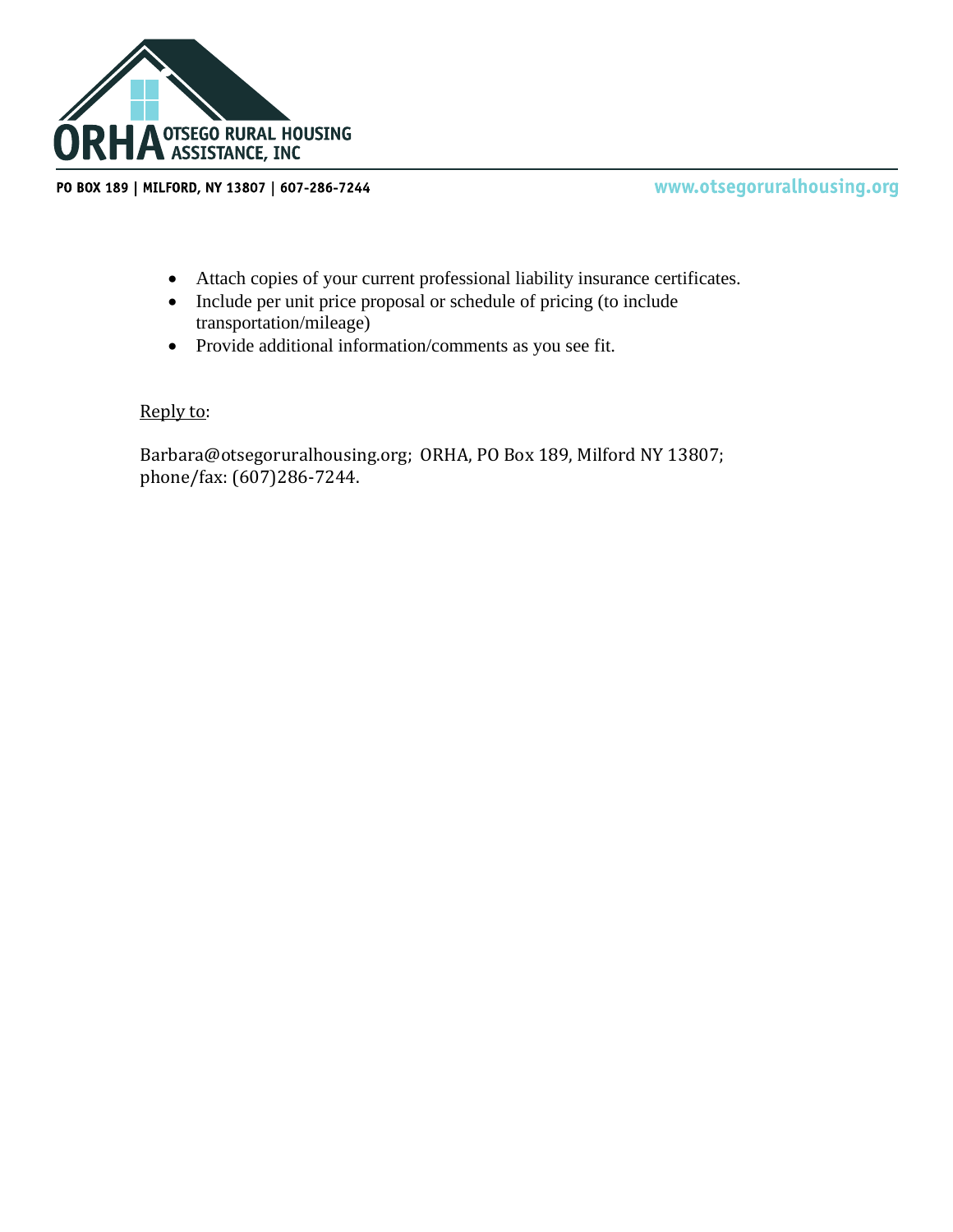- Attach copies of your current professional liability insurance certificates.
- Include per unit price proposal or schedule of pricing (to include transportation/mileage)
- Provide additional information/comments as you see fit.

Reply to:

Barbara@otsegoruralhousing.org; ORHA, PO Box 189, Milford NY 13807; phone/fax: (607)286-7244.